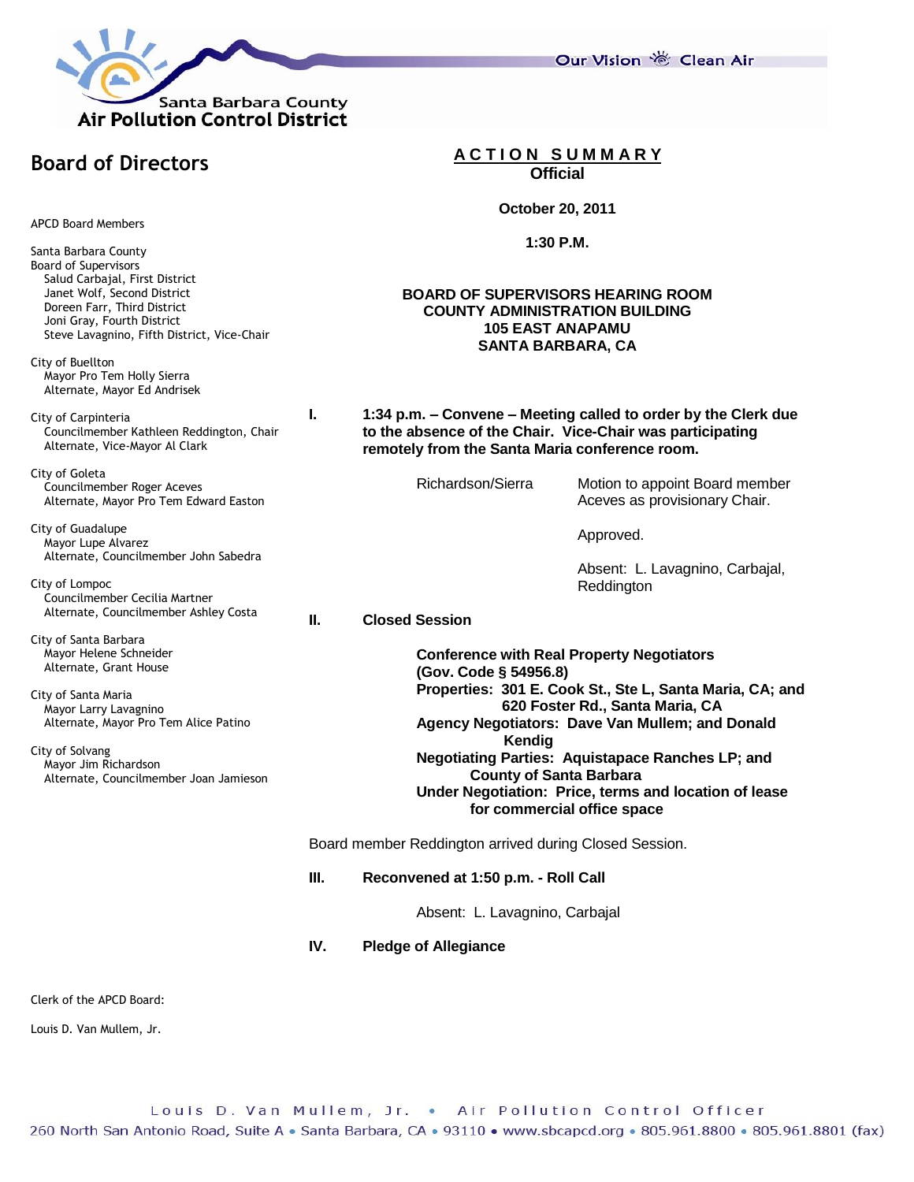Santa Barbara County
Air Pollution Control District

Our Vision Clean Air

## Board of Directors

APCD Board Members

Santa Barbara County
Board of Supervisors
- Salud Carbajal, First District
- Janet Wolf, Second District
- Doreen Farr, Third District
- Joni Gray, Fourth District
- Steve Lavagnino, Fifth District, Vice-Chair

City of Buellton
- Mayor Pro Tem Holly Sierra
- Alternate, Mayor Ed Andrisek

City of Carpinteria
- Councilmember Kathleen Reddington, Chair
- Alternate, Vice-Mayor Al Clark

City of Goleta
- Councilmember Roger Aceves
- Alternate, Mayor Pro Tem Edward Easton

City of Guadalupe
- Mayor Lupe Alvarez
- Alternate, Councilmember John Sabedra

City of Lompoc
- Councilmember Cecilia Martner
- Alternate, Councilmember Ashley Costa

City of Santa Barbara
- Mayor Helene Schneider
- Alternate, Grant House

City of Santa Maria
- Mayor Larry Lavagnino
- Alternate, Mayor Pro Tem Alice Patino

City of Solvang
- Mayor Jim Richardson
- Alternate, Councilmember Joan Jamieson

Clerk of the APCD Board:

Louis D. Van Mullem, Jr.

# ACTION SUMMARY
**Official**

**October 20, 2011**

**1:30 P.M.**

**BOARD OF SUPERVISORS HEARING ROOM**
**COUNTY ADMINISTRATION BUILDING**
**105 EAST ANAPAMU**
**SANTA BARBARA, CA**

**I. 1:34 p.m. – Convene – Meeting called to order by the Clerk due to the absence of the Chair. Vice-Chair was participating remotely from the Santa Maria conference room.**

Richardson/Sierra — Motion to appoint Board member Aceves as provisionary Chair.

Approved.

Absent: L. Lavagnino, Carbajal, Reddington

**II. Closed Session**

**Conference with Real Property Negotiators**
**(Gov. Code § 54956.8)**
**Properties: 301 E. Cook St., Ste L, Santa Maria, CA; and 620 Foster Rd., Santa Maria, CA**
**Agency Negotiators: Dave Van Mullem; and Donald Kendig**
**Negotiating Parties: Aquistapace Ranches LP; and County of Santa Barbara**
**Under Negotiation: Price, terms and location of lease for commercial office space**

Board member Reddington arrived during Closed Session.

**III. Reconvened at 1:50 p.m. - Roll Call**

Absent: L. Lavagnino, Carbajal

**IV. Pledge of Allegiance**

Louis D. Van Mullem, Jr. • Air Pollution Control Officer
260 North San Antonio Road, Suite A • Santa Barbara, CA • 93110 • www.sbcapcd.org • 805.961.8800 • 805.961.8801 (fax)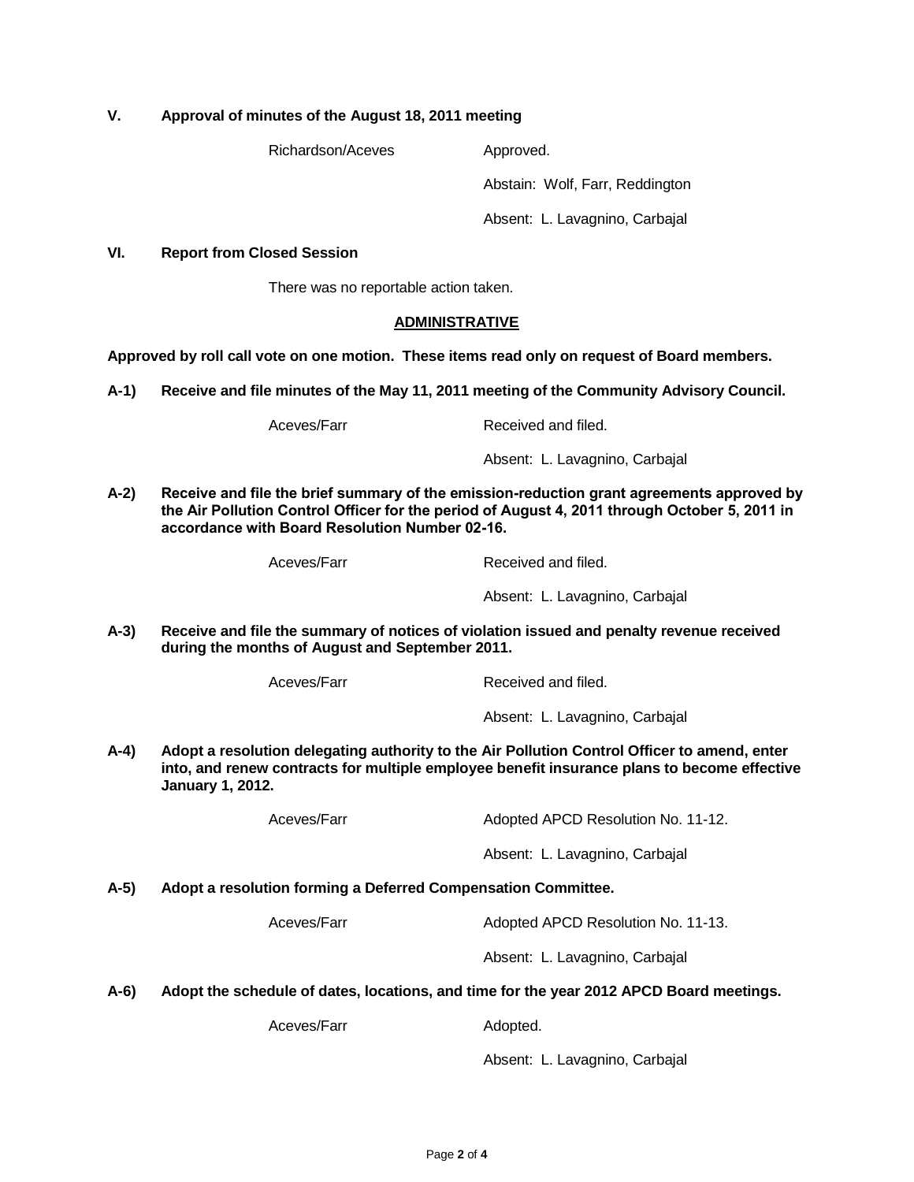**V. Approval of minutes of the August 18, 2011 meeting**

Richardson/Aceves — Approved.

Abstain: Wolf, Farr, Reddington

Absent: L. Lavagnino, Carbajal

**VI. Report from Closed Session**

There was no reportable action taken.

## ADMINISTRATIVE

**Approved by roll call vote on one motion. These items read only on request of Board members.**

**A-1) Receive and file minutes of the May 11, 2011 meeting of the Community Advisory Council.**

Aceves/Farr — Received and filed.

Absent: L. Lavagnino, Carbajal

**A-2) Receive and file the brief summary of the emission-reduction grant agreements approved by the Air Pollution Control Officer for the period of August 4, 2011 through October 5, 2011 in accordance with Board Resolution Number 02-16.**

Aceves/Farr — Received and filed.

Absent: L. Lavagnino, Carbajal

**A-3) Receive and file the summary of notices of violation issued and penalty revenue received during the months of August and September 2011.**

Aceves/Farr — Received and filed.

Absent: L. Lavagnino, Carbajal

**A-4) Adopt a resolution delegating authority to the Air Pollution Control Officer to amend, enter into, and renew contracts for multiple employee benefit insurance plans to become effective January 1, 2012.**

Aceves/Farr — Adopted APCD Resolution No. 11-12.

Absent: L. Lavagnino, Carbajal

**A-5) Adopt a resolution forming a Deferred Compensation Committee.**

Aceves/Farr — Adopted APCD Resolution No. 11-13.

Absent: L. Lavagnino, Carbajal

**A-6) Adopt the schedule of dates, locations, and time for the year 2012 APCD Board meetings.**

Aceves/Farr — Adopted.

Absent: L. Lavagnino, Carbajal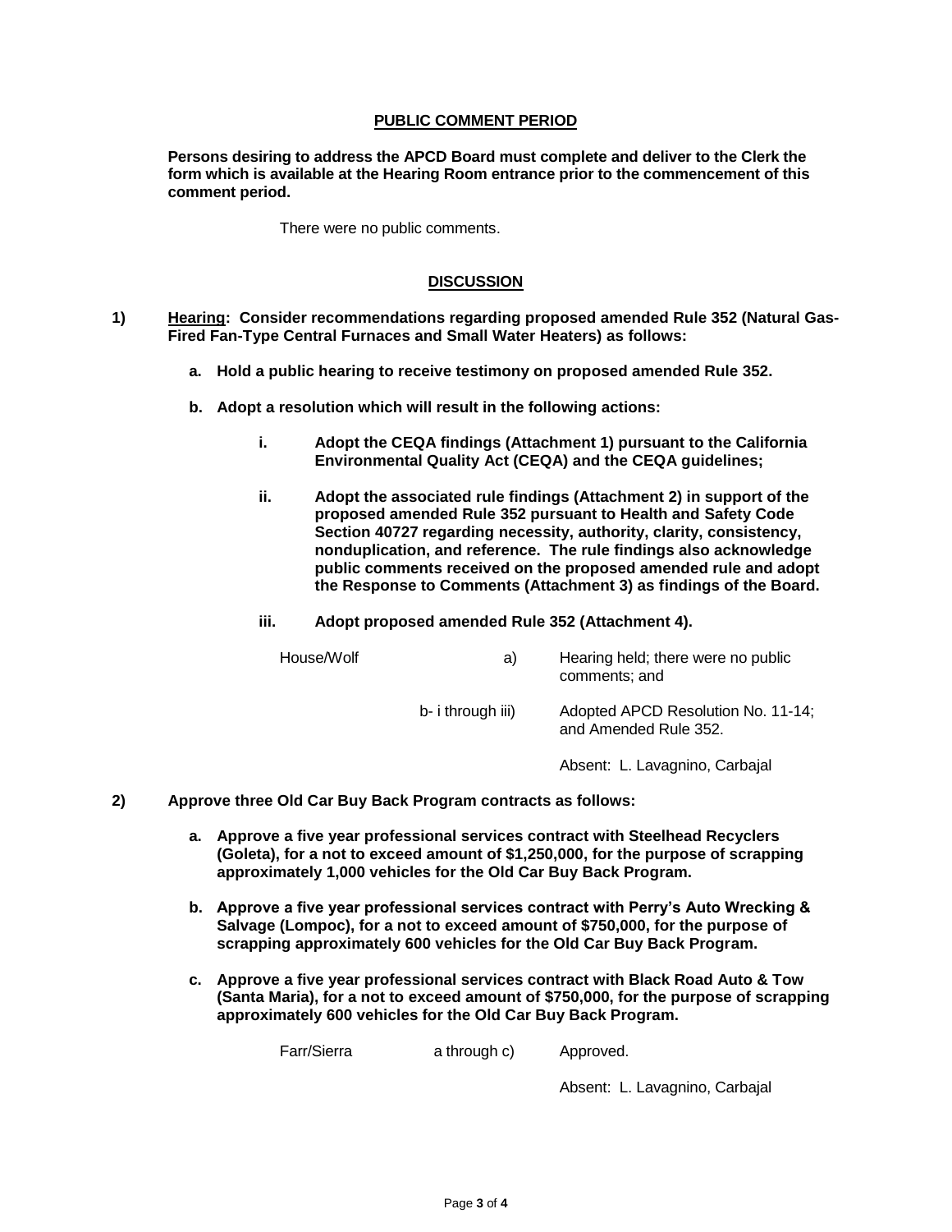## PUBLIC COMMENT PERIOD

**Persons desiring to address the APCD Board must complete and deliver to the Clerk the form which is available at the Hearing Room entrance prior to the commencement of this comment period.**

There were no public comments.

## DISCUSSION

**1) <u>Hearing</u>: Consider recommendations regarding proposed amended Rule 352 (Natural Gas-Fired Fan-Type Central Furnaces and Small Water Heaters) as follows:**

**a. Hold a public hearing to receive testimony on proposed amended Rule 352.**

**b. Adopt a resolution which will result in the following actions:**

**i. Adopt the CEQA findings (Attachment 1) pursuant to the California Environmental Quality Act (CEQA) and the CEQA guidelines;**

**ii. Adopt the associated rule findings (Attachment 2) in support of the proposed amended Rule 352 pursuant to Health and Safety Code Section 40727 regarding necessity, authority, clarity, consistency, nonduplication, and reference. The rule findings also acknowledge public comments received on the proposed amended rule and adopt the Response to Comments (Attachment 3) as findings of the Board.**

**iii. Adopt proposed amended Rule 352 (Attachment 4).**

| | | |
|---|---|---|
| House/Wolf | a) | Hearing held; there were no public comments; and |
| | b- i through iii) | Adopted APCD Resolution No. 11-14; and Amended Rule 352. |
| | | Absent: L. Lavagnino, Carbajal |

**2) Approve three Old Car Buy Back Program contracts as follows:**

**a. Approve a five year professional services contract with Steelhead Recyclers (Goleta), for a not to exceed amount of $1,250,000, for the purpose of scrapping approximately 1,000 vehicles for the Old Car Buy Back Program.**

**b. Approve a five year professional services contract with Perry's Auto Wrecking & Salvage (Lompoc), for a not to exceed amount of $750,000, for the purpose of scrapping approximately 600 vehicles for the Old Car Buy Back Program.**

**c. Approve a five year professional services contract with Black Road Auto & Tow (Santa Maria), for a not to exceed amount of $750,000, for the purpose of scrapping approximately 600 vehicles for the Old Car Buy Back Program.**

| | | |
|---|---|---|
| Farr/Sierra | a through c) | Approved. |
| | | Absent: L. Lavagnino, Carbajal |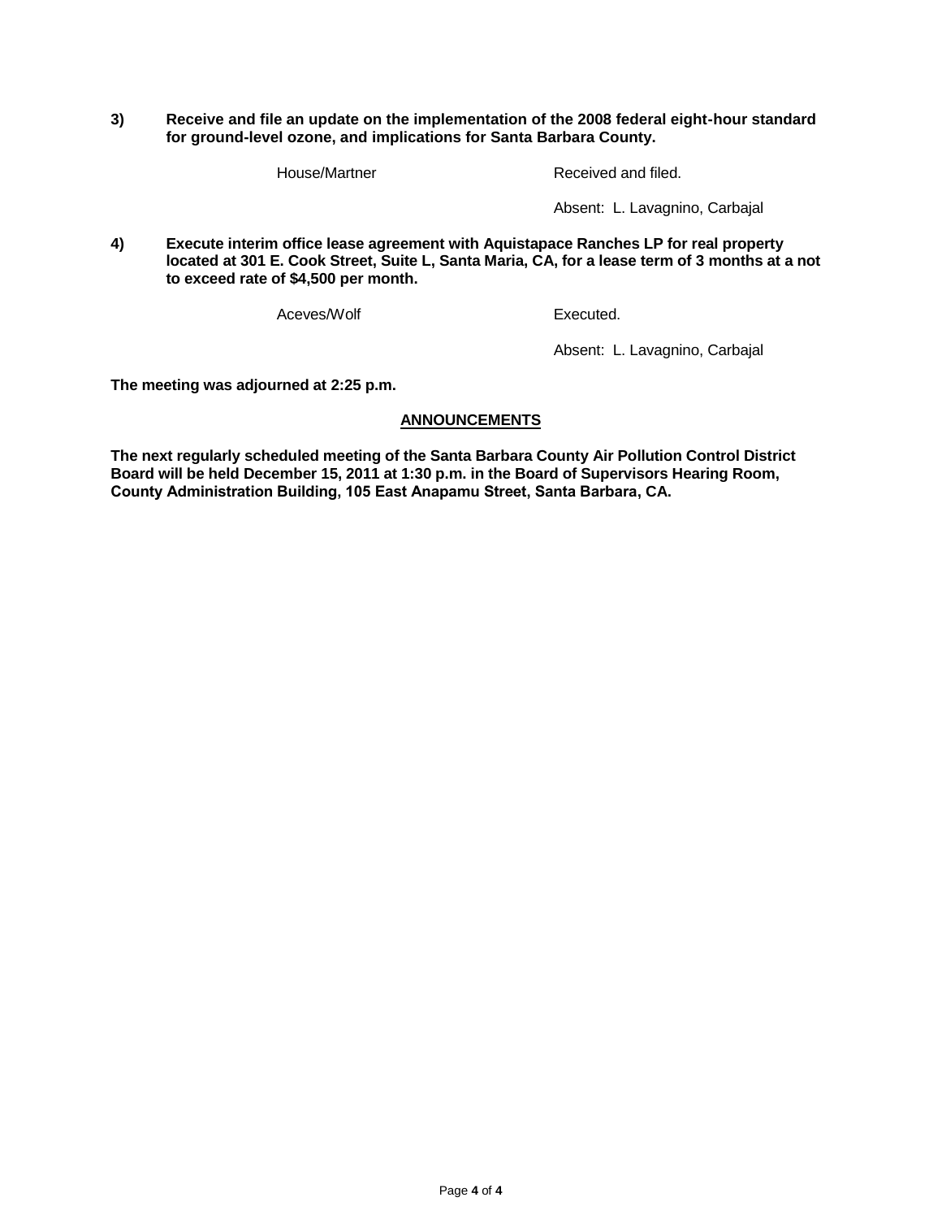**3) Receive and file an update on the implementation of the 2008 federal eight-hour standard for ground-level ozone, and implications for Santa Barbara County.**

House/Martner

Received and filed.

Absent: L. Lavagnino, Carbajal

**4) Execute interim office lease agreement with Aquistapace Ranches LP for real property located at 301 E. Cook Street, Suite L, Santa Maria, CA, for a lease term of 3 months at a not to exceed rate of $4,500 per month.**

Aceves/Wolf

Executed.

Absent: L. Lavagnino, Carbajal

**The meeting was adjourned at 2:25 p.m.**

## ANNOUNCEMENTS

**The next regularly scheduled meeting of the Santa Barbara County Air Pollution Control District Board will be held December 15, 2011 at 1:30 p.m. in the Board of Supervisors Hearing Room, County Administration Building, 105 East Anapamu Street, Santa Barbara, CA.**